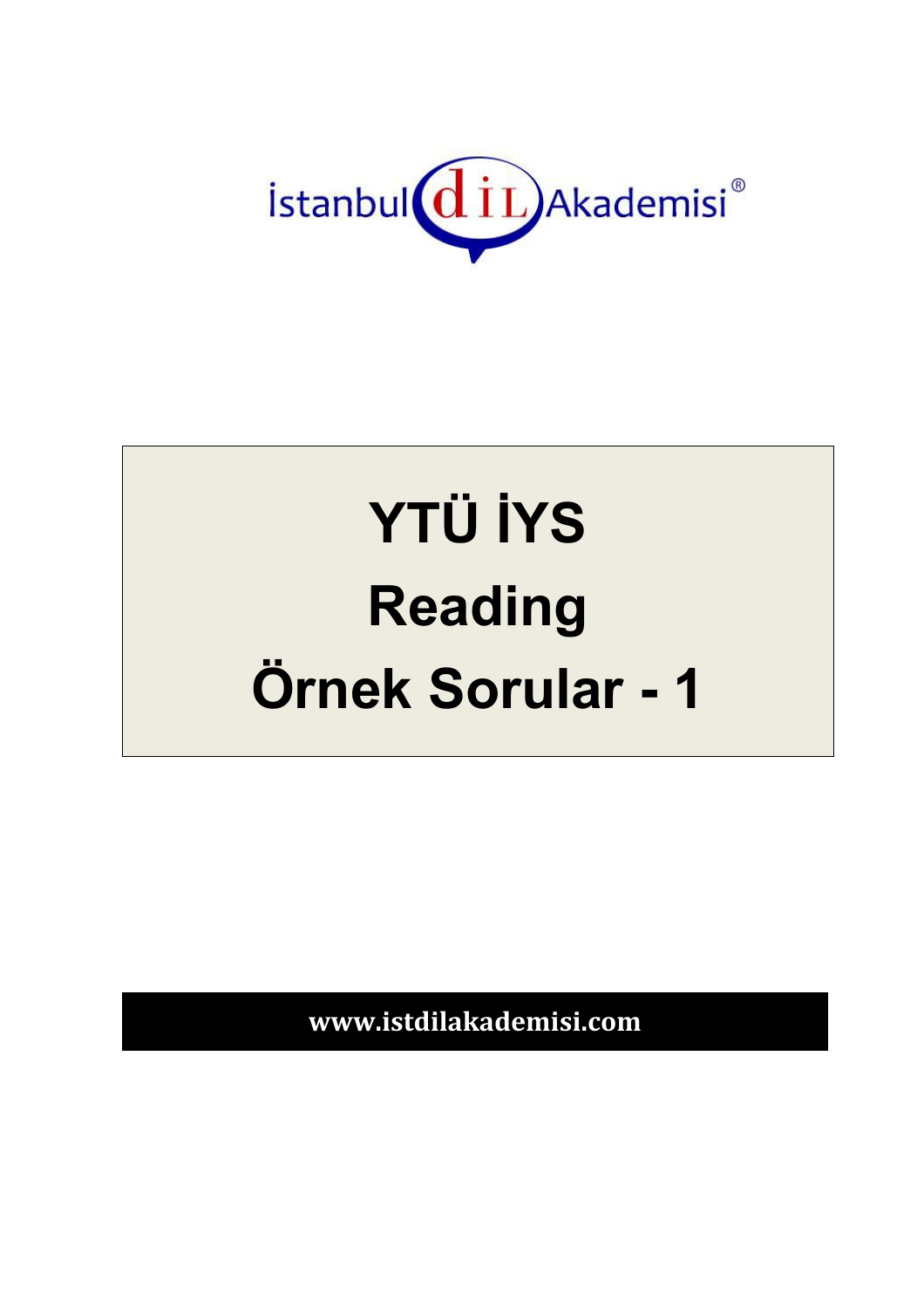İstanbul dİL Akademisi®

# YTÜ İYS

# Reading

# Örnek Sorular - 1

**www.istdilakademisi.com**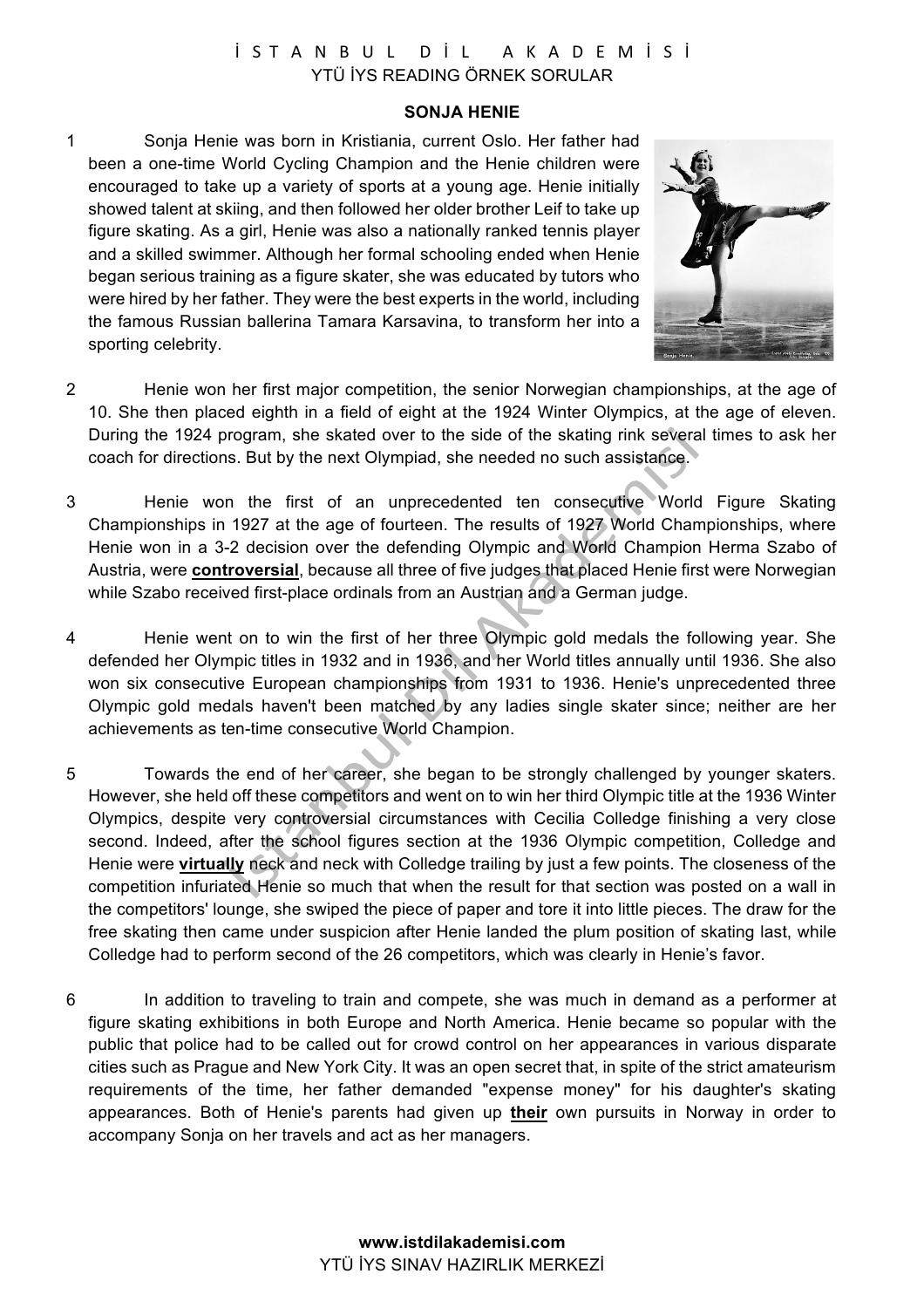## SONJA HENIE

1 Sonja Henie was born in Kristiania, current Oslo. Her father had been a one-time World Cycling Champion and the Henie children were encouraged to take up a variety of sports at a young age. Henie initially showed talent at skiing, and then followed her older brother Leif to take up figure skating. As a girl, Henie was also a nationally ranked tennis player and a skilled swimmer. Although her formal schooling ended when Henie began serious training as a figure skater, she was educated by tutors who were hired by her father. They were the best experts in the world, including the famous Russian ballerina Tamara Karsavina, to transform her into a sporting celebrity.

2 Henie won her first major competition, the senior Norwegian championships, at the age of 10. She then placed eighth in a field of eight at the 1924 Winter Olympics, at the age of eleven. During the 1924 program, she skated over to the side of the skating rink several times to ask her coach for directions. But by the next Olympiad, she needed no such assistance.

3 Henie won the first of an unprecedented ten consecutive World Figure Skating Championships in 1927 at the age of fourteen. The results of 1927 World Championships, where Henie won in a 3-2 decision over the defending Olympic and World Champion Herma Szabo of Austria, were **controversial**, because all three of five judges that placed Henie first were Norwegian while Szabo received first-place ordinals from an Austrian and a German judge.

4 Henie went on to win the first of her three Olympic gold medals the following year. She defended her Olympic titles in 1932 and in 1936, and her World titles annually until 1936. She also won six consecutive European championships from 1931 to 1936. Henie's unprecedented three Olympic gold medals haven't been matched by any ladies single skater since; neither are her achievements as ten-time consecutive World Champion.

5 Towards the end of her career, she began to be strongly challenged by younger skaters. However, she held off these competitors and went on to win her third Olympic title at the 1936 Winter Olympics, despite very controversial circumstances with Cecilia Colledge finishing a very close second. Indeed, after the school figures section at the 1936 Olympic competition, Colledge and Henie were **virtually** neck and neck with Colledge trailing by just a few points. The closeness of the competition infuriated Henie so much that when the result for that section was posted on a wall in the competitors' lounge, she swiped the piece of paper and tore it into little pieces. The draw for the free skating then came under suspicion after Henie landed the plum position of skating last, while Colledge had to perform second of the 26 competitors, which was clearly in Henie's favor.

6 In addition to traveling to train and compete, she was much in demand as a performer at figure skating exhibitions in both Europe and North America. Henie became so popular with the public that police had to be called out for crowd control on her appearances in various disparate cities such as Prague and New York City. It was an open secret that, in spite of the strict amateurism requirements of the time, her father demanded "expense money" for his daughter's skating appearances. Both of Henie's parents had given up **their** own pursuits in Norway in order to accompany Sonja on her travels and act as her managers.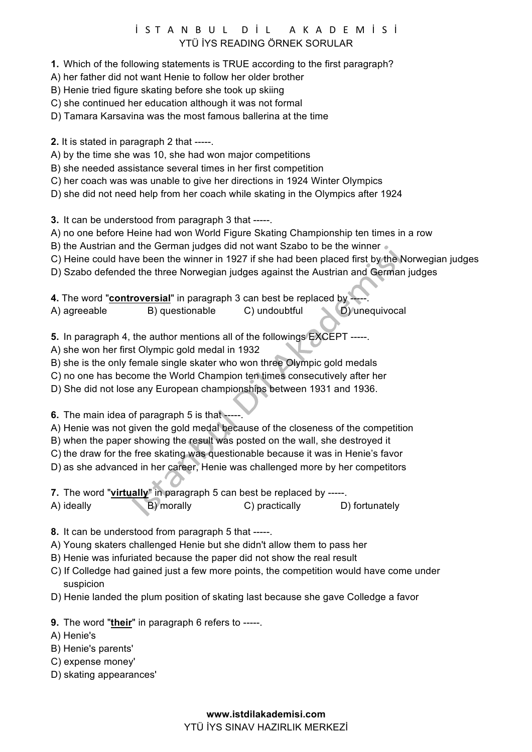**1.** Which of the following statements is TRUE according to the first paragraph?

A) her father did not want Henie to follow her older brother
B) Henie tried figure skating before she took up skiing
C) she continued her education although it was not formal
D) Tamara Karsavina was the most famous ballerina at the time

**2.** It is stated in paragraph 2 that -----.

A) by the time she was 10, she had won major competitions
B) she needed assistance several times in her first competition
C) her coach was was unable to give her directions in 1924 Winter Olympics
D) she did not need help from her coach while skating in the Olympics after 1924

**3.** It can be understood from paragraph 3 that -----.

A) no one before Heine had won World Figure Skating Championship ten times in a row
B) the Austrian and the German judges did not want Szabo to be the winner
C) Heine could have been the winner in 1927 if she had been placed first by the Norwegian judges
D) Szabo defended the three Norwegian judges against the Austrian and German judges

**4.** The word "**controversial**" in paragraph 3 can best be replaced by -----.

A) agreeable B) questionable C) undoubtful D) unequivocal

**5.** In paragraph 4, the author mentions all of the followings EXCEPT -----.

A) she won her first Olympic gold medal in 1932
B) she is the only female single skater who won three Olympic gold medals
C) no one has become the World Champion ten times consecutively after her
D) She did not lose any European championships between 1931 and 1936.

**6.** The main idea of paragraph 5 is that -----.

A) Henie was not given the gold medal because of the closeness of the competition
B) when the paper showing the result was posted on the wall, she destroyed it
C) the draw for the free skating was questionable because it was in Henie's favor
D) as she advanced in her career, Henie was challenged more by her competitors

**7.** The word "**virtually**" in paragraph 5 can best be replaced by -----.

A) ideally B) morally C) practically D) fortunately

**8.** It can be understood from paragraph 5 that -----.

A) Young skaters challenged Henie but she didn't allow them to pass her
B) Henie was infuriated because the paper did not show the real result
C) If Colledge had gained just a few more points, the competition would have come under suspicion
D) Henie landed the plum position of skating last because she gave Colledge a favor

**9.** The word "**their**" in paragraph 6 refers to -----.

A) Henie's
B) Henie's parents'
C) expense money'
D) skating appearances'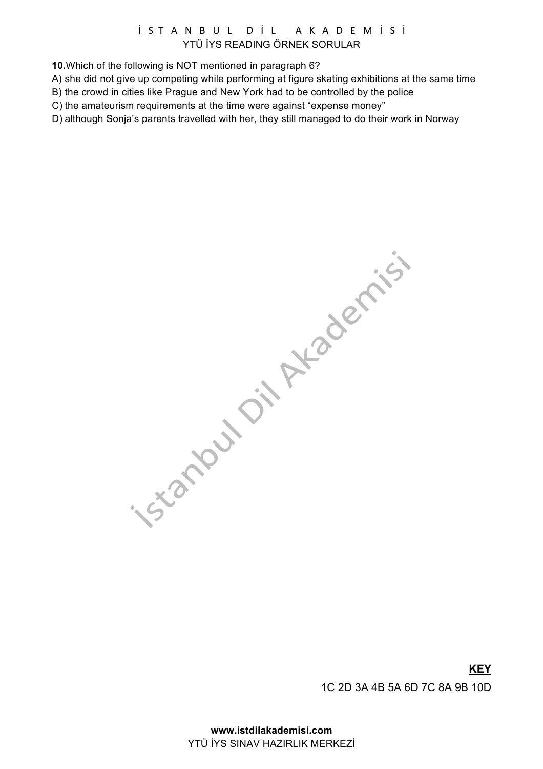**10.** Which of the following is NOT mentioned in paragraph 6?

A) she did not give up competing while performing at figure skating exhibitions at the same time
B) the crowd in cities like Prague and New York had to be controlled by the police
C) the amateurism requirements at the time were against "expense money"
D) although Sonja's parents travelled with her, they still managed to do their work in Norway

**KEY**

1C 2D 3A 4B 5A 6D 7C 8A 9B 10D